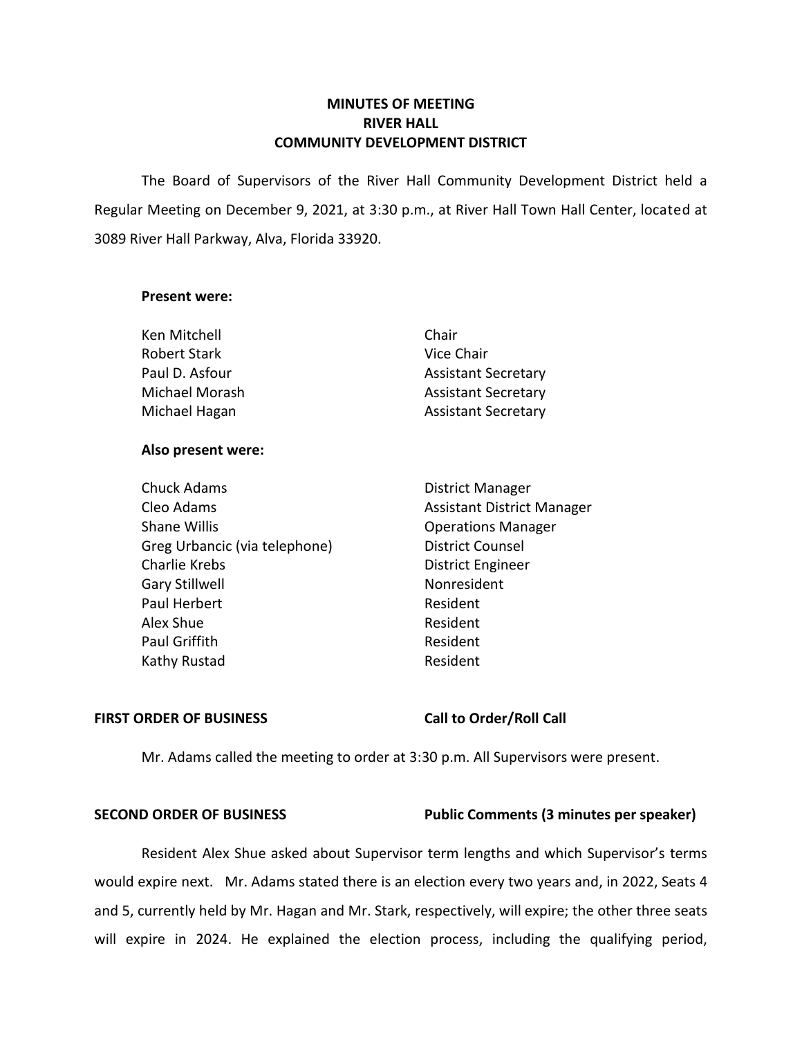# MINUTES OF MEETING
# RIVER HALL
# COMMUNITY DEVELOPMENT DISTRICT

The Board of Supervisors of the River Hall Community Development District held a Regular Meeting on December 9, 2021, at 3:30 p.m., at River Hall Town Hall Center, located at 3089 River Hall Parkway, Alva, Florida 33920.

**Present were:**

| | |
|---|---|
| Ken Mitchell | Chair |
| Robert Stark | Vice Chair |
| Paul D. Asfour | Assistant Secretary |
| Michael Morash | Assistant Secretary |
| Michael Hagan | Assistant Secretary |

**Also present were:**

| | |
|---|---|
| Chuck Adams | District Manager |
| Cleo Adams | Assistant District Manager |
| Shane Willis | Operations Manager |
| Greg Urbancic (via telephone) | District Counsel |
| Charlie Krebs | District Engineer |
| Gary Stillwell | Nonresident |
| Paul Herbert | Resident |
| Alex Shue | Resident |
| Paul Griffith | Resident |
| Kathy Rustad | Resident |

**FIRST ORDER OF BUSINESS** **Call to Order/Roll Call**

Mr. Adams called the meeting to order at 3:30 p.m. All Supervisors were present.

**SECOND ORDER OF BUSINESS** **Public Comments (3 minutes per speaker)**

Resident Alex Shue asked about Supervisor term lengths and which Supervisor's terms would expire next. Mr. Adams stated there is an election every two years and, in 2022, Seats 4 and 5, currently held by Mr. Hagan and Mr. Stark, respectively, will expire; the other three seats will expire in 2024. He explained the election process, including the qualifying period,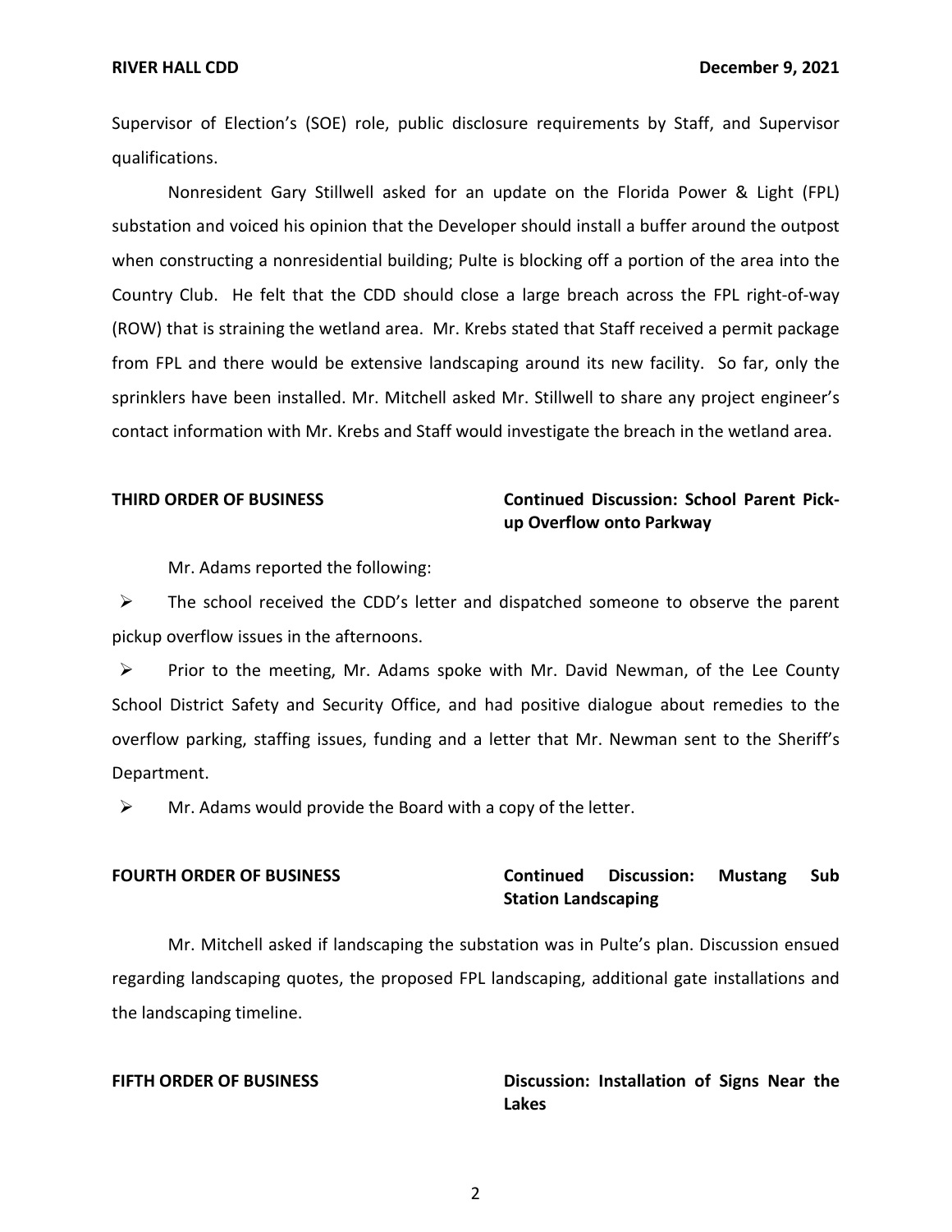Supervisor of Election's (SOE) role, public disclosure requirements by Staff, and Supervisor qualifications.

Nonresident Gary Stillwell asked for an update on the Florida Power & Light (FPL) substation and voiced his opinion that the Developer should install a buffer around the outpost when constructing a nonresidential building; Pulte is blocking off a portion of the area into the Country Club. He felt that the CDD should close a large breach across the FPL right-of-way (ROW) that is straining the wetland area. Mr. Krebs stated that Staff received a permit package from FPL and there would be extensive landscaping around its new facility. So far, only the sprinklers have been installed. Mr. Mitchell asked Mr. Stillwell to share any project engineer's contact information with Mr. Krebs and Staff would investigate the breach in the wetland area.

**THIRD ORDER OF BUSINESS** **Continued Discussion: School Parent Pick-up Overflow onto Parkway**

Mr. Adams reported the following:

- The school received the CDD's letter and dispatched someone to observe the parent pickup overflow issues in the afternoons.
- Prior to the meeting, Mr. Adams spoke with Mr. David Newman, of the Lee County School District Safety and Security Office, and had positive dialogue about remedies to the overflow parking, staffing issues, funding and a letter that Mr. Newman sent to the Sheriff's Department.
- Mr. Adams would provide the Board with a copy of the letter.

**FOURTH ORDER OF BUSINESS** **Continued Discussion: Mustang Sub Station Landscaping**

Mr. Mitchell asked if landscaping the substation was in Pulte's plan. Discussion ensued regarding landscaping quotes, the proposed FPL landscaping, additional gate installations and the landscaping timeline.

**FIFTH ORDER OF BUSINESS** **Discussion: Installation of Signs Near the Lakes**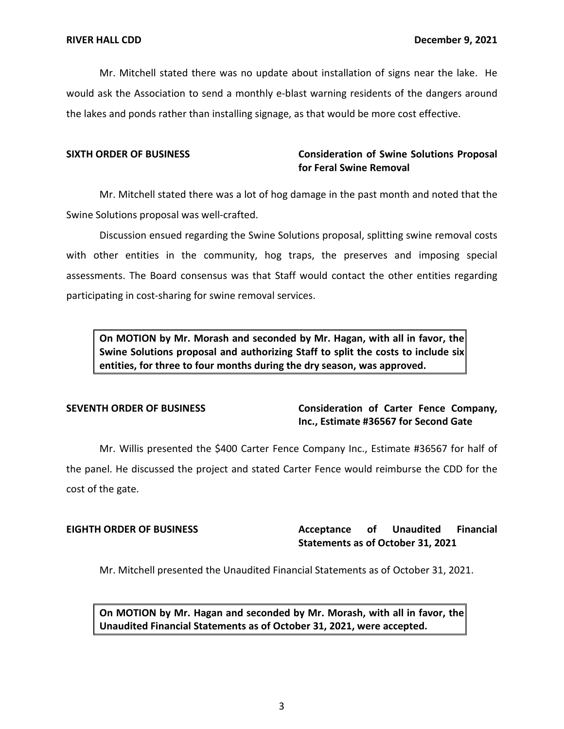Mr. Mitchell stated there was no update about installation of signs near the lake. He would ask the Association to send a monthly e-blast warning residents of the dangers around the lakes and ponds rather than installing signage, as that would be more cost effective.

**SIXTH ORDER OF BUSINESS** **Consideration of Swine Solutions Proposal for Feral Swine Removal**

Mr. Mitchell stated there was a lot of hog damage in the past month and noted that the Swine Solutions proposal was well-crafted.

Discussion ensued regarding the Swine Solutions proposal, splitting swine removal costs with other entities in the community, hog traps, the preserves and imposing special assessments. The Board consensus was that Staff would contact the other entities regarding participating in cost-sharing for swine removal services.

> **On MOTION by Mr. Morash and seconded by Mr. Hagan, with all in favor, the Swine Solutions proposal and authorizing Staff to split the costs to include six entities, for three to four months during the dry season, was approved.**

**SEVENTH ORDER OF BUSINESS** **Consideration of Carter Fence Company, Inc., Estimate #36567 for Second Gate**

Mr. Willis presented the $400 Carter Fence Company Inc., Estimate #36567 for half of the panel. He discussed the project and stated Carter Fence would reimburse the CDD for the cost of the gate.

**EIGHTH ORDER OF BUSINESS** **Acceptance of Unaudited Financial Statements as of October 31, 2021**

Mr. Mitchell presented the Unaudited Financial Statements as of October 31, 2021.

> **On MOTION by Mr. Hagan and seconded by Mr. Morash, with all in favor, the Unaudited Financial Statements as of October 31, 2021, were accepted.**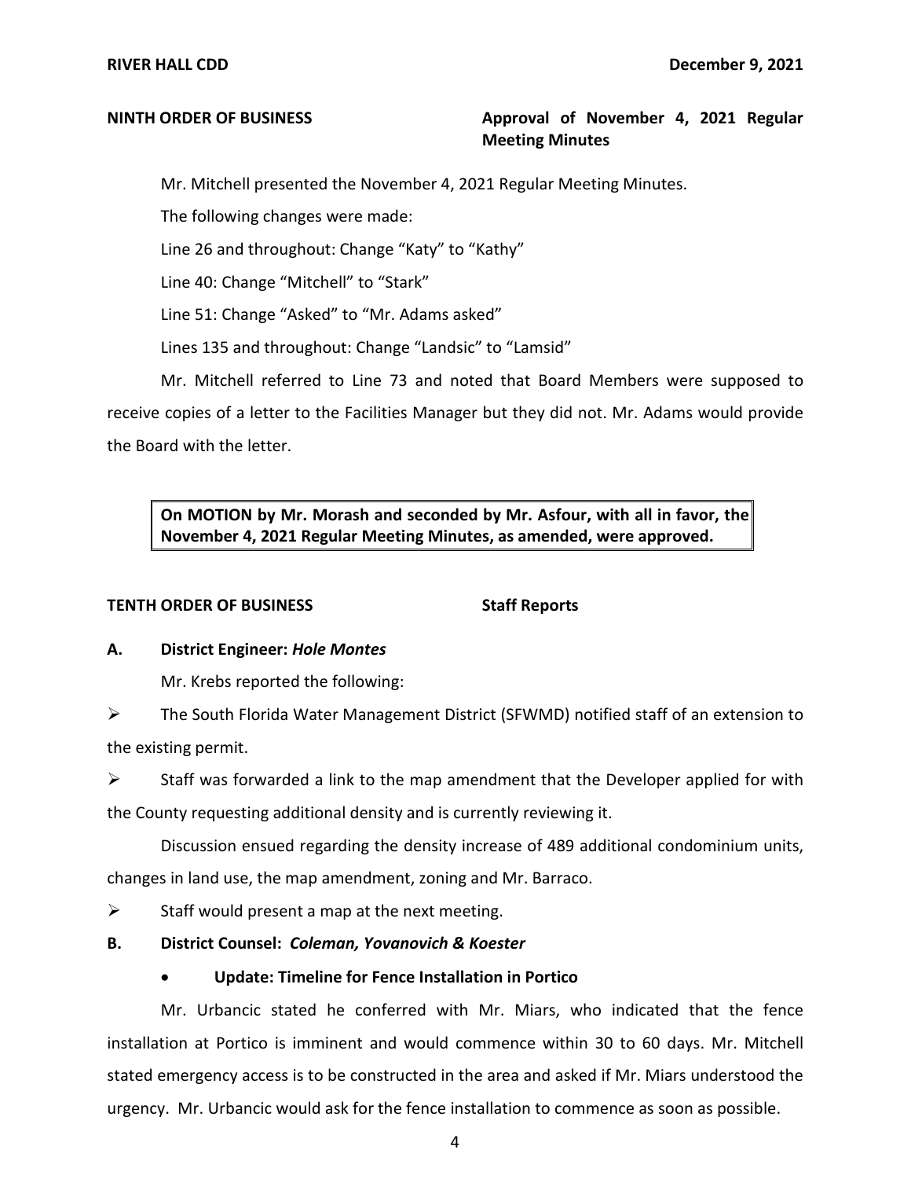**NINTH ORDER OF BUSINESS** **Approval of November 4, 2021 Regular Meeting Minutes**

Mr. Mitchell presented the November 4, 2021 Regular Meeting Minutes.

The following changes were made:

Line 26 and throughout: Change "Katy" to "Kathy"

Line 40: Change "Mitchell" to "Stark"

Line 51: Change "Asked" to "Mr. Adams asked"

Lines 135 and throughout: Change "Landsic" to "Lamsid"

Mr. Mitchell referred to Line 73 and noted that Board Members were supposed to receive copies of a letter to the Facilities Manager but they did not. Mr. Adams would provide the Board with the letter.

> **On MOTION by Mr. Morash and seconded by Mr. Asfour, with all in favor, the November 4, 2021 Regular Meeting Minutes, as amended, were approved.**

**TENTH ORDER OF BUSINESS** **Staff Reports**

**A. District Engineer: *Hole Montes***

Mr. Krebs reported the following:

- The South Florida Water Management District (SFWMD) notified staff of an extension to the existing permit.
- Staff was forwarded a link to the map amendment that the Developer applied for with the County requesting additional density and is currently reviewing it.

Discussion ensued regarding the density increase of 489 additional condominium units, changes in land use, the map amendment, zoning and Mr. Barraco.

- Staff would present a map at the next meeting.

**B. District Counsel: *Coleman, Yovanovich & Koester***

- **Update: Timeline for Fence Installation in Portico**

Mr. Urbancic stated he conferred with Mr. Miars, who indicated that the fence installation at Portico is imminent and would commence within 30 to 60 days. Mr. Mitchell stated emergency access is to be constructed in the area and asked if Mr. Miars understood the urgency. Mr. Urbancic would ask for the fence installation to commence as soon as possible.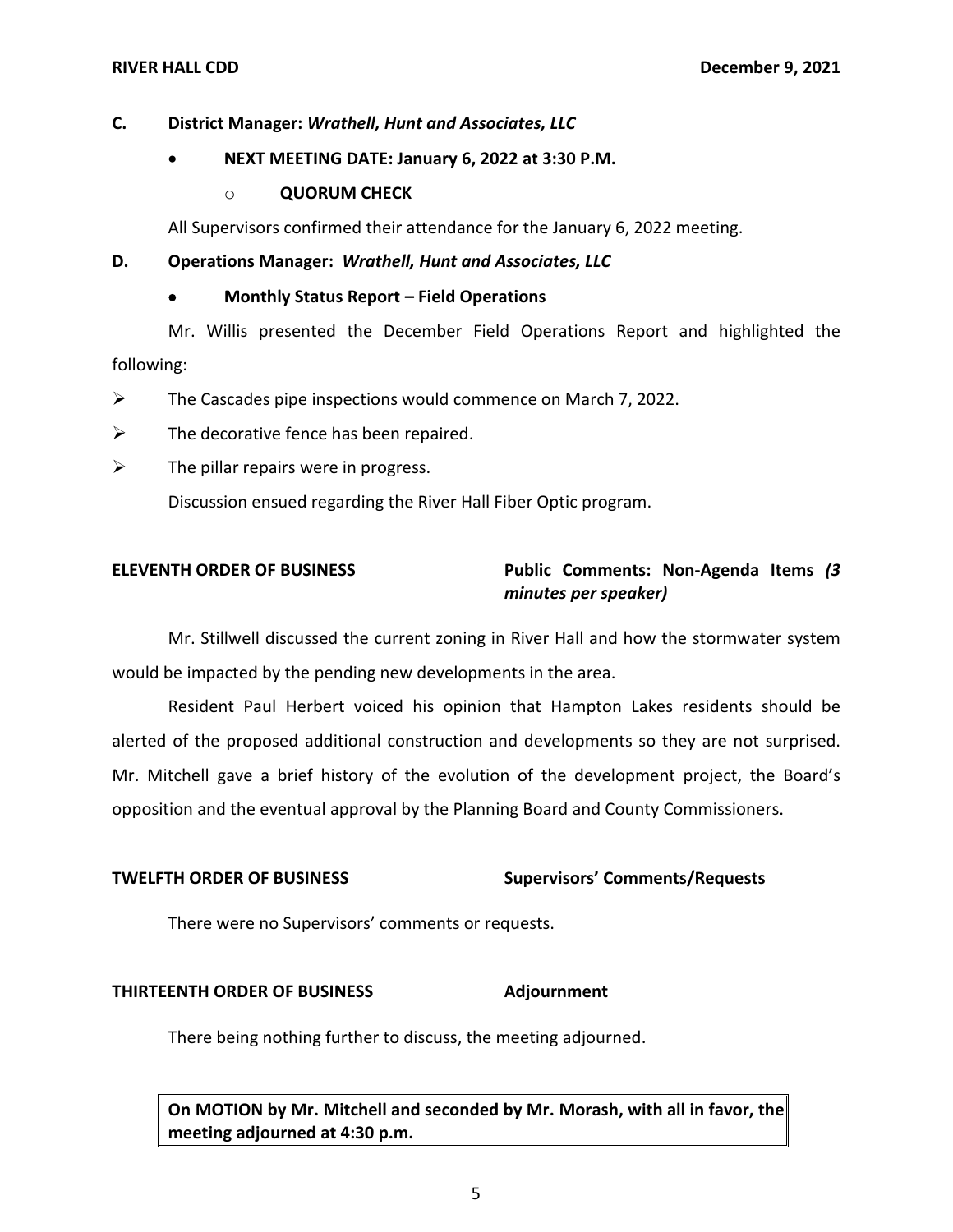**C. District Manager:** ***Wrathell, Hunt and Associates, LLC***

- **NEXT MEETING DATE: January 6, 2022 at 3:30 P.M.**
  - **QUORUM CHECK**

All Supervisors confirmed their attendance for the January 6, 2022 meeting.

**D. Operations Manager:** ***Wrathell, Hunt and Associates, LLC***

- **Monthly Status Report – Field Operations**

Mr. Willis presented the December Field Operations Report and highlighted the following:

- The Cascades pipe inspections would commence on March 7, 2022.
- The decorative fence has been repaired.
- The pillar repairs were in progress.

Discussion ensued regarding the River Hall Fiber Optic program.

**ELEVENTH ORDER OF BUSINESS** **Public Comments: Non-Agenda Items *(3 minutes per speaker)***

Mr. Stillwell discussed the current zoning in River Hall and how the stormwater system would be impacted by the pending new developments in the area.

Resident Paul Herbert voiced his opinion that Hampton Lakes residents should be alerted of the proposed additional construction and developments so they are not surprised. Mr. Mitchell gave a brief history of the evolution of the development project, the Board's opposition and the eventual approval by the Planning Board and County Commissioners.

**TWELFTH ORDER OF BUSINESS** **Supervisors' Comments/Requests**

There were no Supervisors' comments or requests.

**THIRTEENTH ORDER OF BUSINESS** **Adjournment**

There being nothing further to discuss, the meeting adjourned.

| **On MOTION by Mr. Mitchell and seconded by Mr. Morash, with all in favor, the meeting adjourned at 4:30 p.m.** |
|---|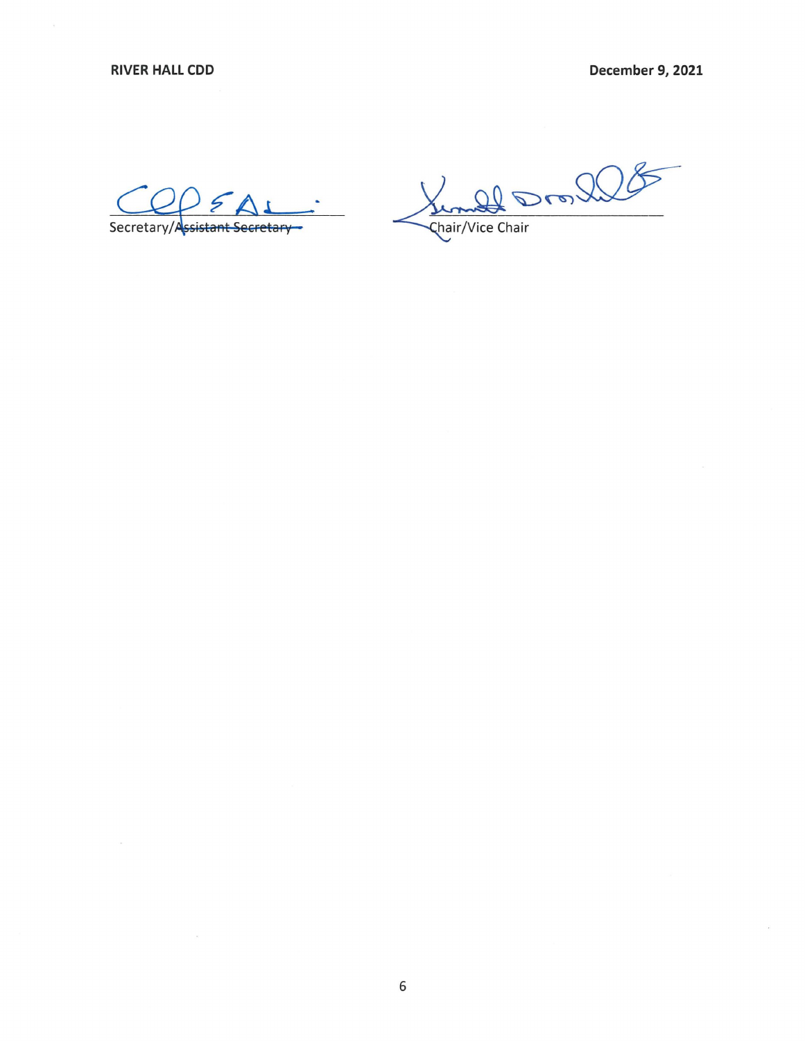______________________________
Secretary/~~Assistant Secretary~~

______________________________
Chair/Vice Chair